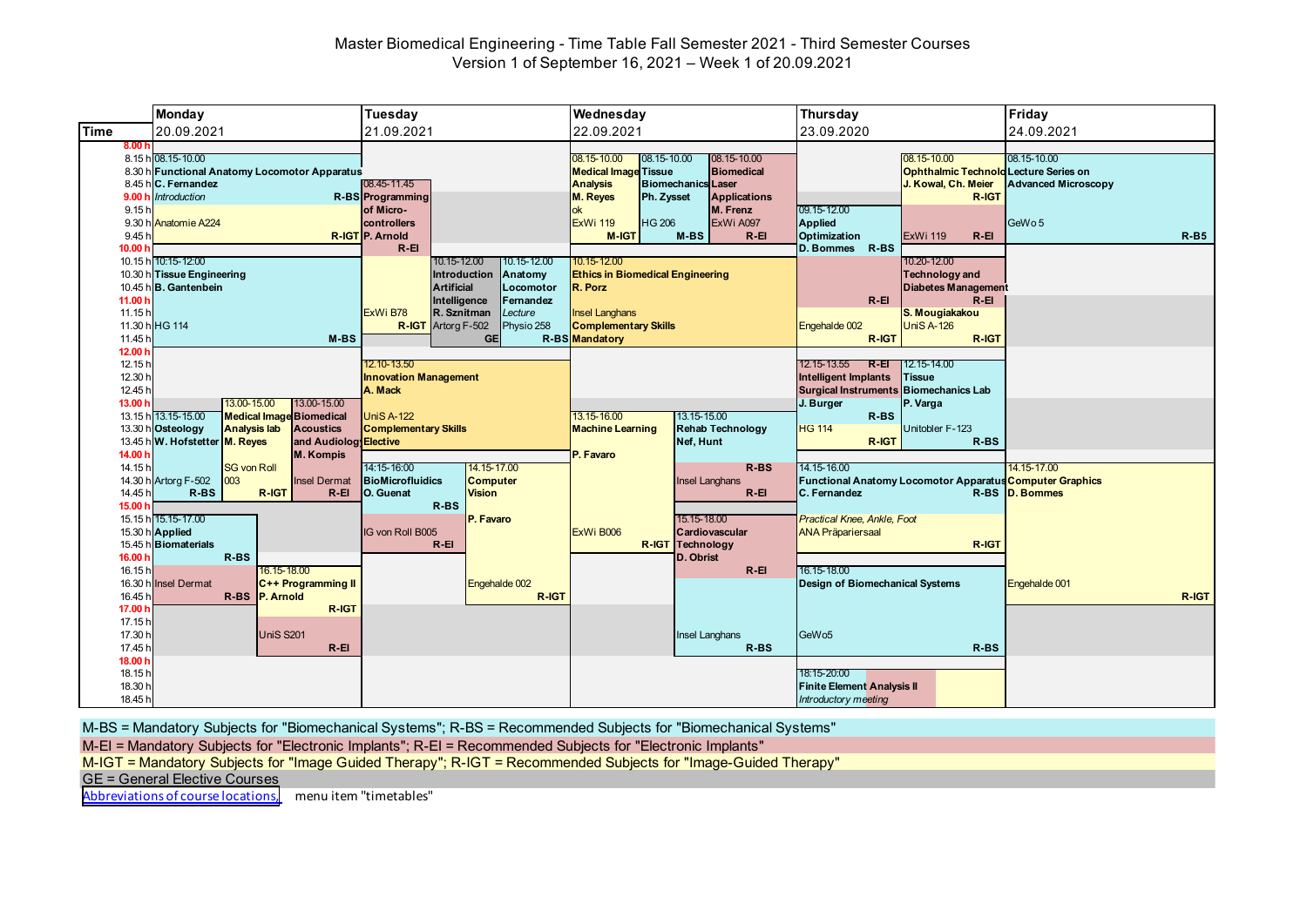# Master Biomedical Engineering - Time Table Fall Semester 2021 - Third Semester Courses

Version 1 of September 16, 2021 – Week 1 of 20.09.2021

**Monday 20.09.2021**

- 08.15-10.00 **Functional Anatomy Locomotor Apparatus**, **C. Fernandez**, *Introduction*, Anatomie A224 — R-BS, R-IGT
- 10.15-12.00 **Tissue Engineering**, **B. Gantenbein**, HG 114 — M-BS
- 13.15-15.00 **Osteology**, **W. Hofstetter**, Artorg F-502 — R-BS
- 13.00-15.00 **Medical Image Analysis lab**, **M. Reyes**, SG von Roll 003 — R-IGT
- 13.00-15.00 **Biomedical Acoustics and Audiology**, **M. Kompis**, Insel Dermat — R-EI
- 15.15-17.00 **Applied Biomaterials**, Insel Dermat — R-BS
- 16.15-18.00 **C++ Programming II**, **P. Arnold**, UniS S201 — R-IGT, R-EI

**Tuesday 21.09.2021**

- 08.45-11.45 **Programming of Micro-controllers**, **P. Arnold**, ExWi B78 — R-EI, R-IGT
- 10.15-12.00 **Introduction Artificial Intelligence**, **R. Sznitman**, Artorg F-502 — GE
- 10.15-12.00 **Anatomy Locomotor Fernandez**, *Lecture*, Physio 258 — R-BS
- 12.10-13.50 **Innovation Management**, **A. Mack**, UniS A-122, **Complementary Skills Elective**
- 14:15-16:00 **BioMicrofluidics**, **O. Guenat**, IG von Roll B005 — R-BS, R-EI
- 14.15-17.00 **Computer Vision**, **P. Favaro**, Engehalde 002 — R-IGT

**Wednesday 22.09.2021**

- 08.15-10.00 **Medical Image Analysis**, **M. Reyes**, ok, ExWi 119 — M-IGT
- 08.15-10.00 **Tissue Biomechanics**, **Ph. Zysset**, HG 206 — M-BS
- 08.15-10.00 **Biomedical Laser Applications**, **M. Frenz**, ExWi A097 — R-EI
- 10.15-12.00 **Ethics in Biomedical Engineering**, **R. Porz**, Insel Langhans, **Complementary Skills Mandatory**
- 13.15-16.00 **Machine Learning**, **P. Favaro**, ExWi B006 — R-IGT
- 13.15-15.00 **Rehab Technology**, **Nef, Hunt**, Insel Langhans — R-BS, R-EI
- 15.15-18.00 **Cardiovascular Technology**, **D. Obrist**, Insel Langhans — R-EI, R-BS

**Thursday 23.09.2020**

- 08.15-10.00 **Ophthalmic Technology**, **J. Kowal, Ch. Meier**, ExWi 119 — R-IGT, R-EI
- 09.15-12.00 **Applied Optimization**, **D. Bommes**, Engehalde 002 — R-BS, R-EI, R-IGT
- 10.20-12.00 **Technology and Diabetes Management**, **S. Mougiakakou**, UniS A-126 — R-EI, R-IGT
- 12.15-13.55 **Intelligent Implants Surgical Instruments**, **J. Burger**, HG 114 — R-EI, R-BS, R-IGT
- 12.15-14.00 **Tissue Biomechanics Lab**, **P. Varga**, Unitobler F-123 — R-BS
- 14.15-16.00 **Functional Anatomy Locomotor Apparatus**, **C. Fernandez**, *Practical Knee, Ankle, Foot*, ANA Präpariersaal — R-BS, R-IGT
- 16.15-18.00 **Design of Biomechanical Systems**, GeWo5 — R-BS
- 18.15-20.00 **Finite Element Analysis II**, *Introductory meeting*

**Friday 24.09.2021**

- 08.15-10.00 **Lecture Series on Advanced Microscopy**, GeWo 5 — R-B5
- 14.15-17.00 **Computer Graphics**, **D. Bommes**, Engehalde 001 — R-IGT

M-BS = Mandatory Subjects for "Biomechanical Systems"; R-BS = Recommended Subjects for "Biomechanical Systems"

M-EI = Mandatory Subjects for "Electronic Implants"; R-EI = Recommended Subjects for "Electronic Implants"

M-IGT = Mandatory Subjects for "Image Guided Therapy"; R-IGT = Recommended Subjects for "Image-Guided Therapy"

GE = General Elective Courses

Abbreviations of course locations, menu item "timetables"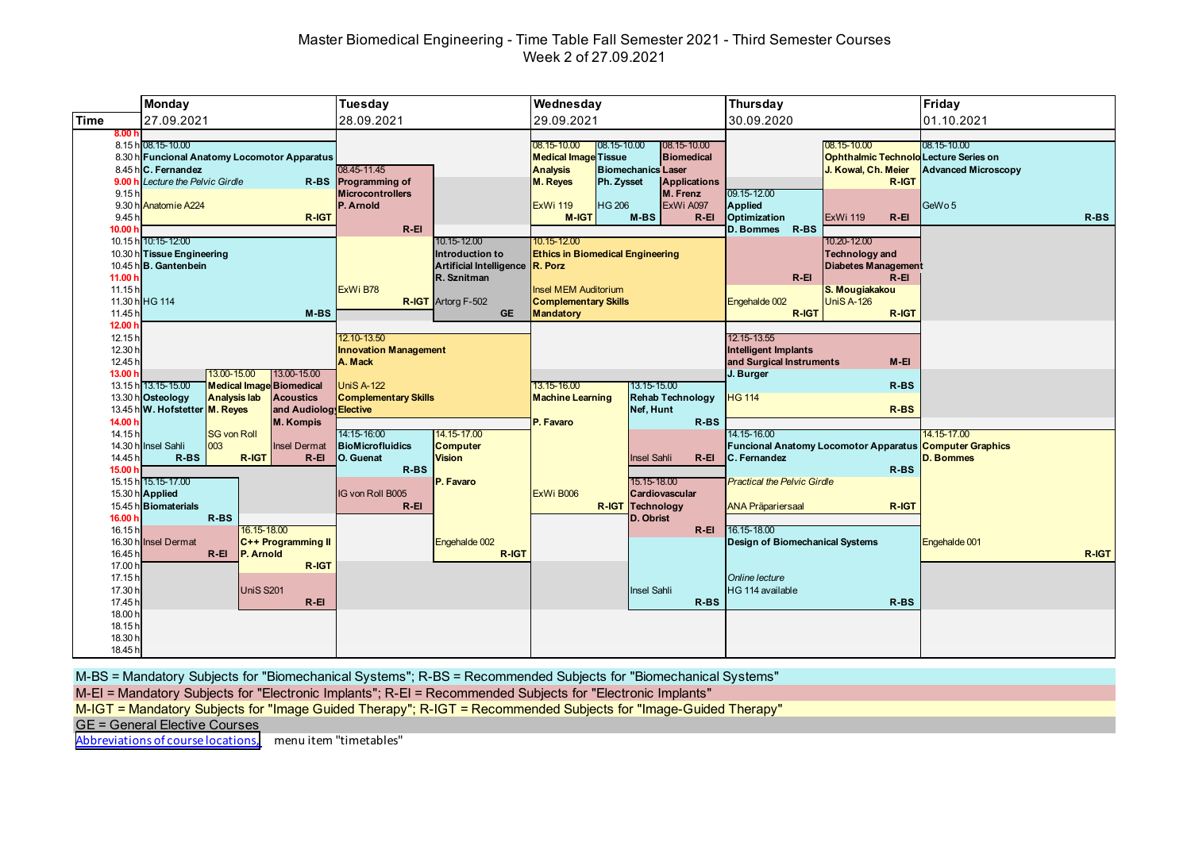# Master Biomedical Engineering - Time Table Fall Semester 2021 - Third Semester Courses

Week 2 of 27.09.2021

| Day | Time | Course | Lecturer | Location | Category |
|---|---|---|---|---|---|
| **Monday 27.09.2021** | 08.15-10.00 | **Funcional Anatomy Locomotor Apparatus** – *Lecture the Pelvic Girdle* | C. Fernandez | Anatomie A224 | R-BS / R-IGT |
| | 10.15-12.00 | **Tissue Engineering** | B. Gantenbein | HG 114 | M-BS |
| | 13.15-15.00 | **Osteology** | W. Hofstetter | Insel Sahli | R-BS |
| | 13.00-15.00 | **Medical Image Analysis lab** | M. Reyes | SG von Roll 003 | R-IGT |
| | 13.00-15.00 | **Biomedical Acoustics and Audiology** | M. Kompis | Insel Dermat | R-EI |
| | 15.15-17.00 | **Applied Biomaterials** | | | R-BS |
| | 16.15-18.00 | **C++ Programming II** | P. Arnold | UniS S201 | R-IGT / R-EI |
| | | (Insel Dermat) | | Insel Dermat | R-EI |
| **Tuesday 28.09.2021** | 08.45-11.45 | **Programming of Microcontrollers** | P. Arnold | ExWi B78 | R-EI / R-IGT |
| | 10.15-12.00 | **Introduction to Artificial Intelligence** | R. Sznitman | Artorg F-502 | GE |
| | 12.10-13.50 | **Innovation Management** – Complementary Skills Elective | A. Mack | UniS A-122 | |
| | 14:15-16:00 | **BioMicrofluidics** | O. Guenat | IG von Roll B005 | R-BS / R-EI |
| | 14.15-17.00 | **Computer Vision** | P. Favaro | Engehalde 002 | R-IGT |
| **Wednesday 29.09.2021** | 08.15-10.00 | **Medical Image Analysis** | M. Reyes | ExWi 119 | M-IGT |
| | 08.15-10.00 | **Tissue Biomechanics** | Ph. Zysset | HG 206 | M-BS |
| | 08.15-10.00 | **Biomedical Laser Applications** | M. Frenz | ExWi A097 | R-EI |
| | 10.15-12.00 | **Ethics in Biomedical Engineering** – Complementary Skills Mandatory | R. Porz | Insel MEM Auditorium | |
| | 13.15-16.00 | **Machine Learning** | P. Favaro | ExWi B006 | R-IGT |
| | 13.15-15.00 | **Rehab Technology** | Nef, Hunt | Insel Sahli | R-BS / R-EI |
| | 15.15-18.00 | **Cardiovascular Technology** | D. Obrist | Insel Sahli | R-EI / R-BS |
| **Thursday 30.09.2020** | 09.15-12.00 | **Applied Optimization** | D. Bommes | Engehalde 002 | R-BS / R-EI / R-IGT |
| | 08.15-10.00 | **Ophthalmic Technology** | J. Kowal, Ch. Meier | ExWi 119 | R-IGT / R-EI |
| | 10.20-12.00 | **Technology and Diabetes Management** | S. Mougiakakou | UniS A-126 | R-EI / R-IGT |
| | 12.15-13.55 | **Intelligent Implants and Surgical Instruments** | J. Burger | HG 114 | M-EI / R-BS |
| | 14.15-16.00 | **Funcional Anatomy Locomotor Apparatus** – *Practical the Pelvic Girdle* | C. Fernandez | ANA Präpariersaal | R-BS / R-IGT |
| | 16.15-18.00 | **Design of Biomechanical Systems** – *Online lecture*, HG 114 available | | | R-BS |
| **Friday 01.10.2021** | 08.15-10.00 | **Lecture Series on Advanced Microscopy** | | GeWo 5 | R-BS |
| | 14.15-17.00 | **Computer Graphics** | D. Bommes | Engehalde 001 | R-IGT |

M-BS = Mandatory Subjects for "Biomechanical Systems"; R-BS = Recommended Subjects for "Biomechanical Systems"

M-EI = Mandatory Subjects for "Electronic Implants"; R-EI = Recommended Subjects for "Electronic Implants"

M-IGT = Mandatory Subjects for "Image Guided Therapy"; R-IGT = Recommended Subjects for "Image-Guided Therapy"

GE = General Elective Courses

Abbreviations of course locations, menu item "timetables"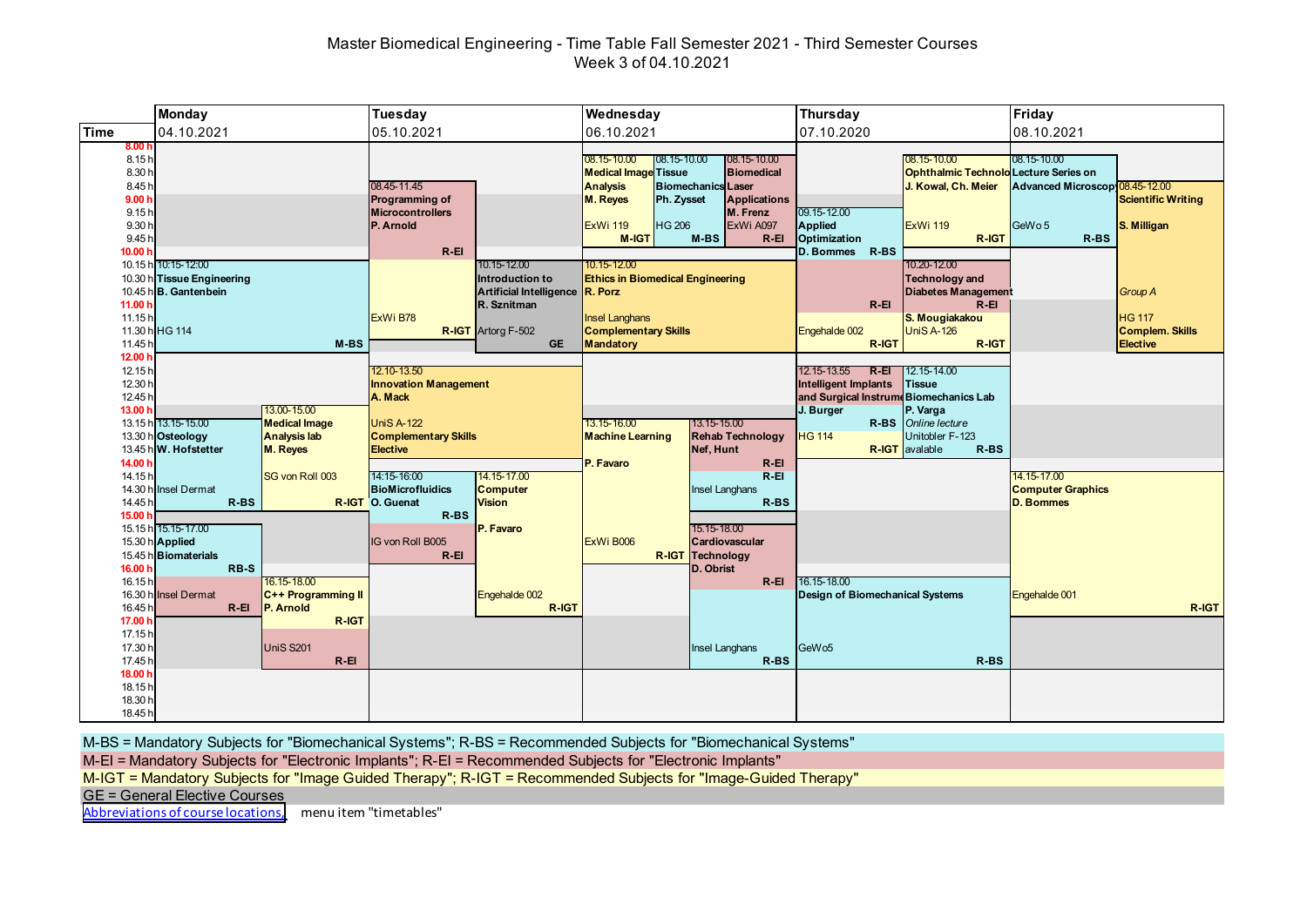# Master Biomedical Engineering - Time Table Fall Semester 2021 - Third Semester Courses

Week 3 of 04.10.2021

| Day | Time | Course | Lecturer | Location | Category |
|---|---|---|---|---|---|
| Monday 04.10.2021 | 10.15-12.00 | Tissue Engineering | B. Gantenbein | HG 114 | M-BS |
| Monday 04.10.2021 | 13.15-15.00 | Osteology | W. Hofstetter | Insel Dermat | R-BS |
| Monday 04.10.2021 | 13.00-15.00 | Medical Image Analysis lab | M. Reyes | SG von Roll 003 | R-IGT |
| Monday 04.10.2021 | 15.15-17.00 | Applied Biomaterials | | Insel Dermat | RB-S / R-EI |
| Monday 04.10.2021 | 16.15-18.00 | C++ Programming II | P. Arnold | UniS S201 | R-IGT / R-EI |
| Tuesday 05.10.2021 | 08.45-11.45 | Programming of Microcontrollers | P. Arnold | ExWi B78 | R-EI / R-IGT |
| Tuesday 05.10.2021 | 10.15-12.00 | Introduction to Artificial Intelligence | R. Sznitman | Artorg F-502 | GE |
| Tuesday 05.10.2021 | 12.10-13.50 | Innovation Management, Complementary Skills Elective | A. Mack | UniS A-122 | |
| Tuesday 05.10.2021 | 14:15-16:00 | BioMicrofluidics | O. Guenat | IG von Roll B005 | R-BS / R-EI |
| Tuesday 05.10.2021 | 14.15-17.00 | Computer Vision | P. Favaro | Engehalde 002 | R-IGT |
| Wednesday 06.10.2021 | 08.15-10.00 | Medical Image Analysis | M. Reyes | ExWi 119 | M-IGT |
| Wednesday 06.10.2021 | 08.15-10.00 | Tissue Biomechanics | Ph. Zysset | HG 206 | M-BS |
| Wednesday 06.10.2021 | 08.15-10.00 | Biomedical Laser Applications | M. Frenz | ExWi A097 | R-EI |
| Wednesday 06.10.2021 | 10.15-12.00 | Ethics in Biomedical Engineering, Complementary Skills Mandatory | R. Porz | Insel Langhans | |
| Wednesday 06.10.2021 | 13.15-16.00 | Machine Learning | P. Favaro | ExWi B006 | R-IGT |
| Wednesday 06.10.2021 | 13.15-15.00 | Rehab Technology | Nef, Hunt | Insel Langhans | R-EI / R-BS |
| Wednesday 06.10.2021 | 15.15-18.00 | Cardiovascular Technology | D. Obrist | Insel Langhans | R-EI / R-BS |
| Thursday 07.10.2020 | 09.15-12.00 | Applied Optimization | D. Bommes | | R-BS |
| Thursday 07.10.2020 | 08.15-10.00 | Ophthalmic Technolo[gy] | J. Kowal, Ch. Meier | ExWi 119 | R-IGT |
| Thursday 07.10.2020 | 10.20-12.00 | Technology and Diabetes Management | S. Mougiakakou | UniS A-126 | R-EI / R-IGT |
| Thursday 07.10.2020 | | | | Engehalde 002 | R-EI / R-IGT |
| Thursday 07.10.2020 | 12.15-13.55 | Intelligent Implants and Surgical Instrume[nts] | J. Burger | HG 114 | R-EI / R-BS / R-IGT |
| Thursday 07.10.2020 | 12.15-14.00 | Tissue Biomechanics Lab | P. Varga | Unitobler F-123; Online lecture avalable | R-BS |
| Thursday 07.10.2020 | 16.15-18.00 | Design of Biomechanical Systems | | GeWo5 | R-BS |
| Friday 08.10.2021 | 08.15-10.00 | Lecture Series on Advanced Microscop[y] | | GeWo 5 | R-BS |
| Friday 08.10.2021 | 08.45-12.00 | Scientific Writing, Group A, Complem. Skills Elective | S. Milligan | HG 117 | |
| Friday 08.10.2021 | 14.15-17.00 | Computer Graphics | D. Bommes | Engehalde 001 | R-IGT |

M-BS = Mandatory Subjects for "Biomechanical Systems"; R-BS = Recommended Subjects for "Biomechanical Systems"

M-EI = Mandatory Subjects for "Electronic Implants"; R-EI = Recommended Subjects for "Electronic Implants"

M-IGT = Mandatory Subjects for "Image Guided Therapy"; R-IGT = Recommended Subjects for "Image-Guided Therapy"

GE = General Elective Courses

Abbreviations of course locations, menu item "timetables"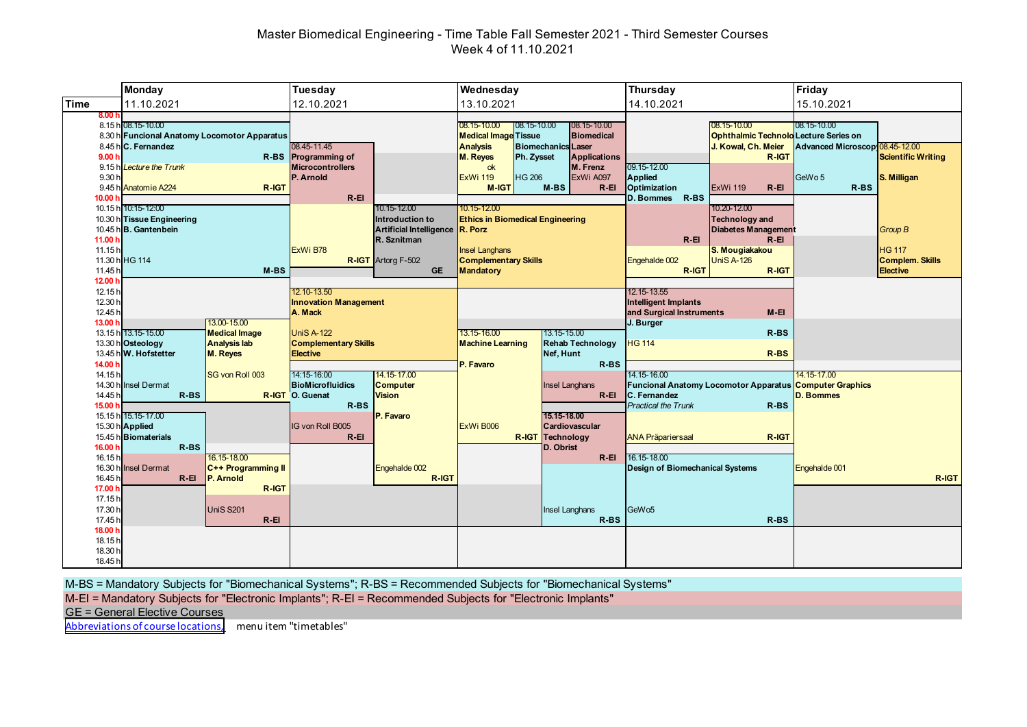# Master Biomedical Engineering - Time Table Fall Semester 2021 - Third Semester Courses

Week 4 of 11.10.2021

## Monday 11.10.2021

| Time | Course | Lecturer | Location | Category |
|---|---|---|---|---|
| 08.15-10.00 | Funcional Anatomy Locomotor Apparatus (*Lecture the Trunk*) | C. Fernandez | Anatomie A224 | R-BS / R-IGT |
| 10.15-12.00 | Tissue Engineering | B. Gantenbein | HG 114 | M-BS |
| 13.15-15.00 | Osteology | W. Hofstetter | Insel Dermat | R-BS |
| 13.00-15.00 | Medical Image Analysis lab | M. Reyes | SG von Roll 003 | R-IGT |
| 15.15-17.00 | Applied Biomaterials | | Insel Dermat | R-BS / R-EI |
| 16.15-18.00 | C++ Programming II | P. Arnold | UniS S201 | R-IGT / R-EI |

## Tuesday 12.10.2021

| Time | Course | Lecturer | Location | Category |
|---|---|---|---|---|
| 08.45-11.45 | Programming of Microcontrollers | P. Arnold | ExWi B78 | R-EI / R-IGT |
| 10.15-12.00 | Introduction to Artificial Intelligence | R. Sznitman | Artorg F-502 | GE |
| 12.10-13.50 | Innovation Management (Complementary Skills Elective) | A. Mack | UniS A-122 | |
| 14:15-16:00 | BioMicrofluidics | O. Guenat | IG von Roll B005 | R-BS / R-EI |
| 14.15-17.00 | Computer Vision | P. Favaro | Engehalde 002 | R-IGT |

## Wednesday 13.10.2021

| Time | Course | Lecturer | Location | Category |
|---|---|---|---|---|
| 08.15-10.00 | Medical Image Analysis | M. Reyes | ok ExWi 119 | M-IGT |
| 08.15-10.00 | Tissue Biomechanics | Ph. Zysset | HG 206 | M-BS |
| 08.15-10.00 | Biomedical Laser Applications | M. Frenz | ExWi A097 | R-EI |
| 10.15-12.00 | Ethics in Biomedical Engineering (Complementary Skills Mandatory) | R. Porz | Insel Langhans | |
| 13.15-16.00 | Machine Learning | P. Favaro | ExWi B006 | R-IGT |
| 13.15-15.00 | Rehab Technology | Nef, Hunt | Insel Langhans | R-BS / R-EI |
| 15.15-18.00 | Cardiovascular Technology | D. Obrist | Insel Langhans | R-EI / R-BS |

## Thursday 14.10.2021

| Time | Course | Lecturer | Location | Category |
|---|---|---|---|---|
| 08.15-10.00 | Ophthalmic Technology | J. Kowal, Ch. Meier | ExWi 119 | R-IGT / R-EI |
| 09.15-12.00 | Applied Optimization | D. Bommes | Engehalde 002 | R-BS / R-EI / R-IGT |
| 10.20-12.00 | Technology and Diabetes Management | S. Mougiakakou | UniS A-126 | R-EI / R-IGT |
| 12.15-13.55 | Intelligent Implants and Surgical Instruments | J. Burger | HG 114 | M-EI / R-BS |
| 14.15-16.00 | Funcional Anatomy Locomotor Apparatus (*Practical the Trunk*) | C. Fernandez | ANA Präpariersaal | R-BS / R-IGT |
| 16.15-18.00 | Design of Biomechanical Systems | | GeWo5 | R-BS |

## Friday 15.10.2021

| Time | Course | Lecturer | Location | Category |
|---|---|---|---|---|
| 08.15-10.00 | Lecture Series on Advanced Microscopy | | GeWo 5 | R-BS |
| 08.45-12.00 | Scientific Writing (*Group B*, Complem. Skills Elective) | S. Milligan | HG 117 | |
| 14.15-17.00 | Computer Graphics | D. Bommes | Engehalde 001 | R-IGT |

M-BS = Mandatory Subjects for "Biomechanical Systems"; R-BS = Recommended Subjects for "Biomechanical Systems"

M-EI = Mandatory Subjects for "Electronic Implants"; R-EI = Recommended Subjects for "Electronic Implants"

GE = General Elective Courses

Abbreviations of course locations, menu item "timetables"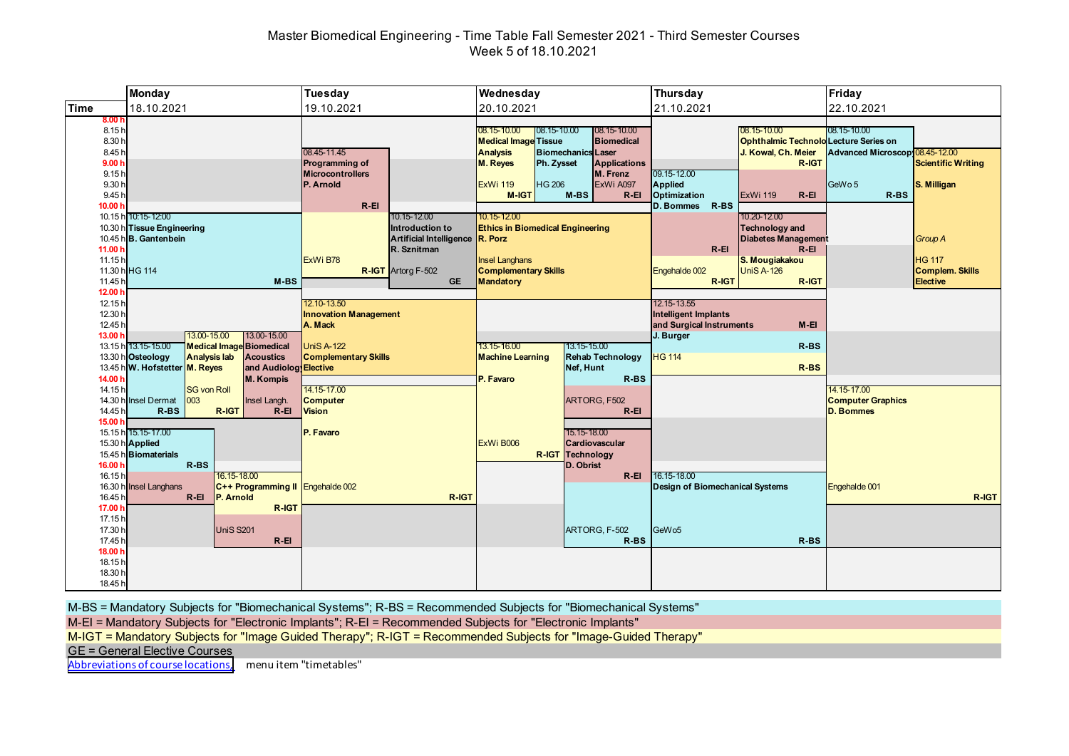# Master Biomedical Engineering - Time Table Fall Semester 2021 - Third Semester Courses

Week 5 of 18.10.2021

## Monday 18.10.2021

| Time | Course | Lecturer | Room | Category |
|---|---|---|---|---|
| 10.15-12.00 | **Tissue Engineering** | **B. Gantenbein** | HG 114 | **M-BS** |
| 13.15-15.00 | **Osteology** | **W. Hofstetter** | Insel Dermat | **R-BS** |
| 13.00-15.00 | **Medical Image Analysis lab** | **M. Reyes** | SG von Roll 003 | **R-IGT** |
| 13.00-15.00 | **Biomedical Acoustics and Audiology** | **M. Kompis** | Insel Langh. | **R-EI** |
| 15.15-17.00 | **Applied Biomaterials** | | Insel Langhans | **R-BS** / **R-EI** |
| 16.15-18.00 | **C++ Programming II** | **P. Arnold** | UniS S201 | **R-IGT** / **R-EI** |

## Tuesday 19.10.2021

| Time | Course | Lecturer | Room | Category |
|---|---|---|---|---|
| 08.45-11.45 | **Programming of Microcontrollers** | **P. Arnold** | ExWi B78 | **R-EI** / **R-IGT** |
| 10.15-12.00 | **Introduction to Artificial Intelligence** | **R. Sznitman** | Artorg F-502 | **GE** |
| 12.10-13.50 | **Innovation Management** | **A. Mack** | UniS A-122 | **Complementary Skills Elective** |
| 14.15-17.00 | **Computer Vision** | **P. Favaro** | Engehalde 002 | **R-IGT** |

## Wednesday 20.10.2021

| Time | Course | Lecturer | Room | Category |
|---|---|---|---|---|
| 08.15-10.00 | **Medical Image Analysis** | **M. Reyes** | ExWi 119 | **M-IGT** |
| 08.15-10.00 | **Tissue Biomechanics** | **Ph. Zysset** | HG 206 | **M-BS** |
| 08.15-10.00 | **Biomedical Laser Applications** | **M. Frenz** | ExWi A097 | **R-EI** |
| 10.15-12.00 | **Ethics in Biomedical Engineering** | **R. Porz** | Insel Langhans | **Complementary Skills Mandatory** |
| 13.15-16.00 | **Machine Learning** | **P. Favaro** | ExWi B006 | **R-IGT** |
| 13.15-15.00 | **Rehab Technology** | **Nef, Hunt** | ARTORG, F502 | **R-BS** / **R-EI** |
| 15.15-18.00 | **Cardiovascular Technology** | **D. Obrist** | ARTORG, F-502 | **R-EI** / **R-BS** |

## Thursday 21.10.2021

| Time | Course | Lecturer | Room | Category |
|---|---|---|---|---|
| 08.15-10.00 | **Ophthalmic Technology** | **J. Kowal, Ch. Meier** | ExWi 119 | **R-IGT** / **R-EI** |
| 09.15-12.00 | **Applied Optimization** | **D. Bommes** | Engehalde 002 | **R-BS** / **R-EI** / **R-IGT** |
| 10.20-12.00 | **Technology and Diabetes Management** | **S. Mougiakakou** | UniS A-126 | **R-EI** / **R-IGT** |
| 12.15-13.55 | **Intelligent Implants and Surgical Instruments** | **J. Burger** | HG 114 | **M-EI** / **R-BS** / **R-BS** |
| 16.15-18.00 | **Design of Biomechanical Systems** | | GeWo5 | **R-BS** |

## Friday 22.10.2021

| Time | Course | Lecturer | Room | Category |
|---|---|---|---|---|
| 08.15-10.00 | **Lecture Series on Advanced Microscopy** | | GeWo 5 | **R-BS** |
| 08.45-12.00 | **Scientific Writing** | **S. Milligan** | HG 117 (*Group A*) | **Complem. Skills Elective** |
| 14.15-17.00 | **Computer Graphics** | **D. Bommes** | Engehalde 001 | **R-IGT** |

M-BS = Mandatory Subjects for "Biomechanical Systems"; R-BS = Recommended Subjects for "Biomechanical Systems"

M-EI = Mandatory Subjects for "Electronic Implants"; R-EI = Recommended Subjects for "Electronic Implants"

M-IGT = Mandatory Subjects for "Image Guided Therapy"; R-IGT = Recommended Subjects for "Image-Guided Therapy"

GE = General Elective Courses

Abbreviations of course locations, menu item "timetables"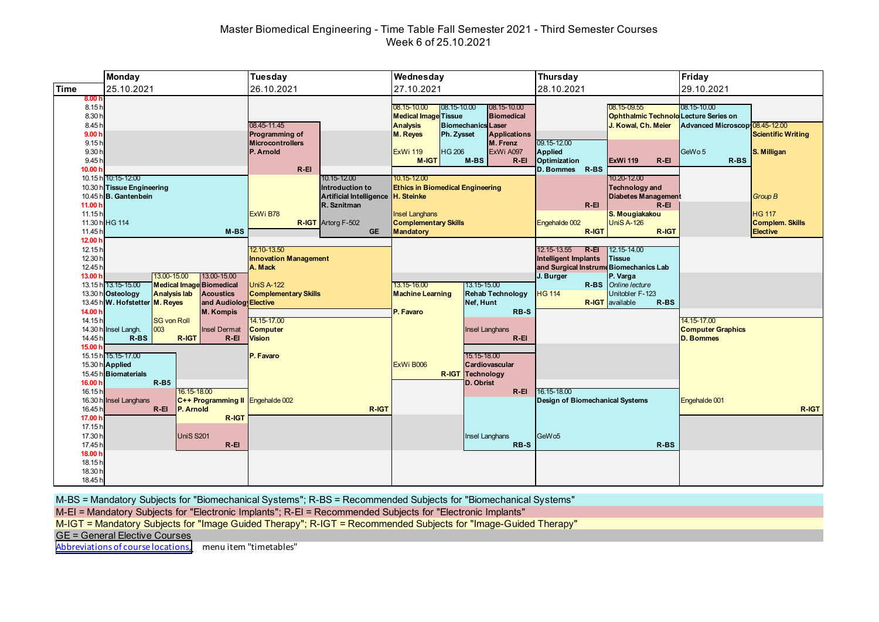# Master Biomedical Engineering - Time Table Fall Semester 2021 - Third Semester Courses

Week 6 of 25.10.2021

## Monday 25.10.2021

| Time | Course | Lecturer | Location | Category |
|---|---|---|---|---|
| 10.15-12.00 | Tissue Engineering | B. Gantenbein | HG 114 | M-BS |
| 13.15-15.00 | Osteology | W. Hofstetter | Insel Langh. | R-BS |
| 13.00-15.00 | Medical Image Analysis lab | M. Reyes | SG von Roll 003 | R-IGT |
| 13.00-15.00 | Biomedical Acoustics and Audiology | M. Kompis | Insel Dermat | R-EI |
| 15.15-17.00 | Applied Biomaterials | | Insel Langhans | R-B5 / R-EI |
| 16.15-18.00 | C++ Programming II | P. Arnold | UniS S201 | R-IGT / R-EI |

## Tuesday 26.10.2021

| Time | Course | Lecturer | Location | Category |
|---|---|---|---|---|
| 08.45-11.45 | Programming of Microcontrollers | P. Arnold | ExWi B78 | R-EI / R-IGT |
| 10.15-12.00 | Introduction to Artificial Intelligence | R. Sznitman | Artorg F-502 | GE |
| 12.10-13.50 | Innovation Management (Complementary Skills Elective) | A. Mack | UniS A-122 | |
| 14.15-17.00 | Computer Vision | P. Favaro | Engehalde 002 | R-IGT |

## Wednesday 27.10.2021

| Time | Course | Lecturer | Location | Category |
|---|---|---|---|---|
| 08.15-10.00 | Medical Image Analysis | M. Reyes | ExWi 119 | M-IGT |
| 08.15-10.00 | Tissue Biomechanics | Ph. Zysset | HG 206 | M-BS |
| 08.15-10.00 | Biomedical Laser Applications | M. Frenz | ExWi A097 | R-EI |
| 10.15-12.00 | Ethics in Biomedical Engineering (Complementary Skills Mandatory) | H. Steinke | Insel Langhans | |
| 13.15-16.00 | Machine Learning | P. Favaro | ExWi B006 | R-IGT |
| 13.15-15.00 | Rehab Technology | Nef, Hunt | Insel Langhans | RB-S / R-EI |
| 15.15-18.00 | Cardiovascular Technology | D. Obrist | Insel Langhans | R-EI / RB-S |

## Thursday 28.10.2021

| Time | Course | Lecturer | Location | Category |
|---|---|---|---|---|
| 08.15-09.55 | Ophthalmic Technology | J. Kowal, Ch. Meier | ExWi 119 | R-EI |
| 09.15-12.00 | Applied Optimization | D. Bommes | Engehalde 002 | R-BS / R-EI / R-IGT |
| 10.20-12.00 | Technology and Diabetes Management | S. Mougiakakou | UniS A-126 | R-EI / R-IGT |
| 12.15-13.55 | Intelligent Implants and Surgical Instruments | J. Burger | HG 114 | R-EI / R-BS / R-IGT |
| 12.15-14.00 | Tissue Biomechanics Lab | P. Varga | Unitobler F-123 (*Online lecture* available) | R-BS |
| 16.15-18.00 | Design of Biomechanical Systems | | GeWo5 | R-BS |

## Friday 29.10.2021

| Time | Course | Lecturer | Location | Category |
|---|---|---|---|---|
| 08.15-10.00 | Lecture Series on Advanced Microscopy | | GeWo 5 | R-BS |
| 08.45-12.00 | Scientific Writing (*Group B*, Complem. Skills Elective) | S. Milligan | HG 117 | |
| 14.15-17.00 | Computer Graphics | D. Bommes | Engehalde 001 | R-IGT |

M-BS = Mandatory Subjects for "Biomechanical Systems"; R-BS = Recommended Subjects for "Biomechanical Systems"

M-EI = Mandatory Subjects for "Electronic Implants"; R-EI = Recommended Subjects for "Electronic Implants"

M-IGT = Mandatory Subjects for "Image Guided Therapy"; R-IGT = Recommended Subjects for "Image-Guided Therapy"

GE = General Elective Courses

Abbreviations of course locations, menu item "timetables"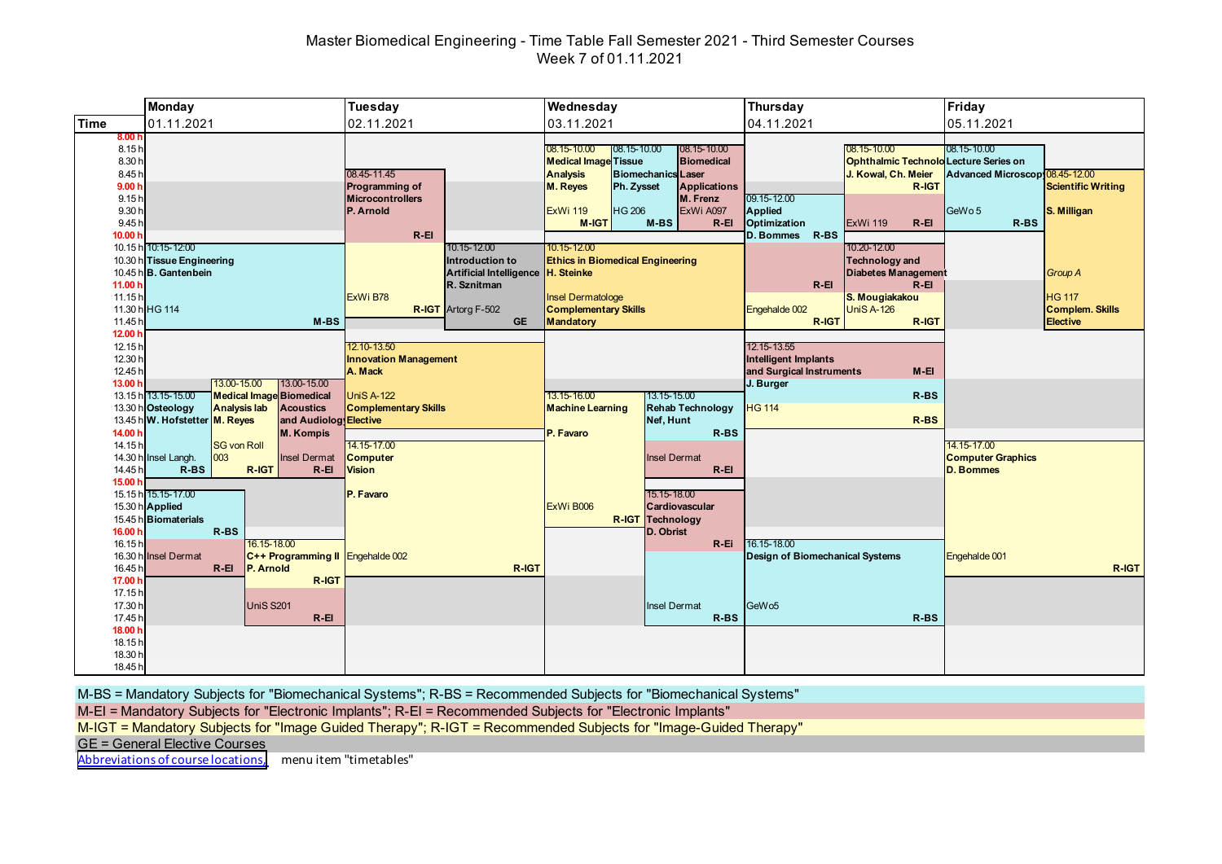# Master Biomedical Engineering - Time Table Fall Semester 2021 - Third Semester Courses

## Week 7 of 01.11.2021

| Day | Time | Course | Lecturer | Location | Category |
|---|---|---|---|---|---|
| **Monday 01.11.2021** | 10.15-12.00 | **Tissue Engineering** | B. Gantenbein | HG 114 | M-BS |
| | 13.15-15.00 | **Osteology** | W. Hofstetter | Insel Langh. | R-BS |
| | 13.00-15.00 | **Medical Image Analysis lab** | M. Reyes | SG von Roll 003 | R-IGT |
| | 13.00-15.00 | **Biomedical Acoustics and Audiology** | M. Kompis | Insel Dermat | R-EI |
| | 15.15-17.00 | **Applied Biomaterials** | | Insel Dermat | R-BS / R-EI |
| | 16.15-18.00 | **C++ Programming II** | P. Arnold | UniS S201 | R-IGT / R-EI |
| **Tuesday 02.11.2021** | 08.45-11.45 | **Programming of Microcontrollers** | P. Arnold | ExWi B78 | R-EI / R-IGT |
| | 10.15-12.00 | **Introduction to Artificial Intelligence** | R. Sznitman | Artorg F-502 | GE |
| | 12.10-13.50 | **Innovation Management** Complementary Skills Elective | A. Mack | UniS A-122 | |
| | 14.15-17.00 | **Computer Vision** | P. Favaro | Engehalde 002 | R-IGT |
| **Wednesday 03.11.2021** | 08.15-10.00 | **Medical Image Analysis** | M. Reyes | ExWi 119 | M-IGT |
| | 08.15-10.00 | **Tissue Biomechanics** | Ph. Zysset | HG 206 | M-BS |
| | 08.15-10.00 | **Biomedical Laser Applications** | M. Frenz | ExWi A097 | R-EI |
| | 10.15-12.00 | **Ethics in Biomedical Engineering** Complementary Skills Mandatory | H. Steinke | Insel Dermatologe | |
| | 13.15-16.00 | **Machine Learning** | P. Favaro | ExWi B006 | R-IGT |
| | 13.15-15.00 | **Rehab Technology** | Nef, Hunt | Insel Dermat | R-BS / R-EI |
| | 15.15-18.00 | **Cardiovascular Technology** | D. Obrist | Insel Dermat | R-EI / R-BS |
| **Thursday 04.11.2021** | 08.15-10.00 | **Ophthalmic Technology** | J. Kowal, Ch. Meier | ExWi 119 | R-IGT / R-EI |
| | 09.15-12.00 | **Applied Optimization** | D. Bommes | Engehalde 002 | R-BS / R-EI / R-IGT |
| | 10.20-12.00 | **Technology and Diabetes Management** | S. Mougiakakou | UniS A-126 | R-EI / R-IGT |
| | 12.15-13.55 | **Intelligent Implants and Surgical Instruments** | J. Burger | HG 114 | M-EI / R-BS / R-BS |
| | 16.15-18.00 | **Design of Biomechanical Systems** | | GeWo5 | R-BS |
| **Friday 05.11.2021** | 08.15-10.00 | **Lecture Series on Advanced Microscopy** | | GeWo 5 | R-BS |
| | 08.45-12.00 | **Scientific Writing** Group A, Complem. Skills Elective | S. Milligan | HG 117 | |
| | 14.15-17.00 | **Computer Graphics** | D. Bommes | Engehalde 001 | R-IGT |

M-BS = Mandatory Subjects for "Biomechanical Systems"; R-BS = Recommended Subjects for "Biomechanical Systems"

M-EI = Mandatory Subjects for "Electronic Implants"; R-EI = Recommended Subjects for "Electronic Implants"

M-IGT = Mandatory Subjects for "Image Guided Therapy"; R-IGT = Recommended Subjects for "Image-Guided Therapy"

GE = General Elective Courses

Abbreviations of course locations, menu item "timetables"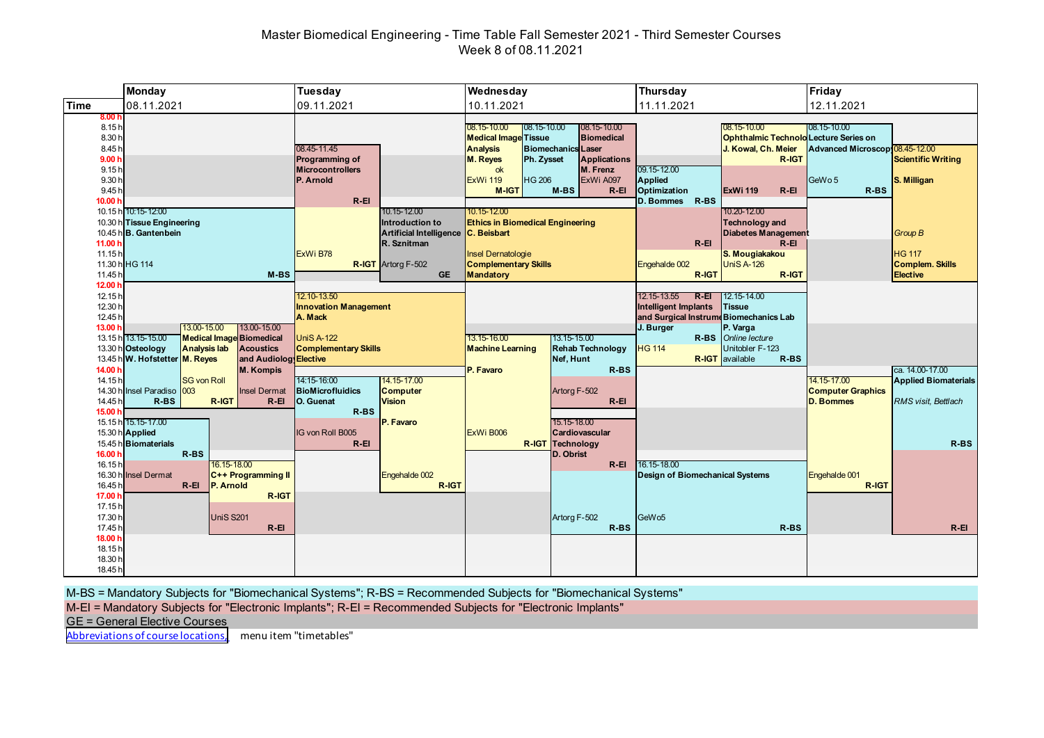# Master Biomedical Engineering - Time Table Fall Semester 2021 - Third Semester Courses

## Week 8 of 08.11.2021

### Monday 08.11.2021

- 10.15-12.00 **Tissue Engineering**, **B. Gantenbein**, HG 114, **M-BS**
- 13.00-15.00 **Medical Image Analysis lab**, **M. Reyes**, SG von Roll 003, **R-IGT**
- 13.00-15.00 **Biomedical Acoustics and Audiology**, **M. Kompis**, Insel Dermat, **R-EI**
- 13.15-15.00 **Osteology**, **W. Hofstetter**, Insel Paradiso, **R-BS**
- 15.15-17.00 **Applied Biomaterials**, **R-BS**
- Insel Dermat, **R-EI** (16.00–17.00)
- 16.15-18.00 **C++ Programming II**, **P. Arnold**, UniS S201, **R-IGT** / **R-EI**

### Tuesday 09.11.2021

- 08.45-11.45 **Programming of Microcontrollers**, **P. Arnold**, ExWi B78, **R-EI** / **R-IGT**
- 10.15-12.00 **Introduction to Artificial Intelligence**, **R. Sznitman**, Artorg F-502, **GE**
- 12.10-13.50 **Innovation Management**, **A. Mack**, UniS A-122, **Complementary Skills Elective**
- 14:15-16:00 **BioMicrofluidics**, **O. Guenat**, IG von Roll B005, **R-BS** / **R-EI**
- 14.15-17.00 **Computer Vision**, **P. Favaro**, Engehalde 002, **R-IGT**

### Wednesday 10.11.2021

- 08.15-10.00 **Medical Image Analysis**, **M. Reyes**, ok, ExWi 119, **M-IGT**
- 08.15-10.00 **Tissue Biomechanics**, **Ph. Zysset**, HG 206, **M-BS**
- 08.15-10.00 **Biomedical Laser Applications**, **M. Frenz**, ExWi A097, **R-EI**
- 10.15-12.00 **Ethics in Biomedical Engineering**, **C. Beisbart**, Insel Dermatologie, **Complementary Skills Mandatory**
- 13.15-16.00 **Machine Learning**, **P. Favaro**, ExWi B006, **R-IGT**
- 13.15-15.00 **Rehab Technology**, **Nef, Hunt**, Artorg F-502, **R-BS** / **R-EI**
- 15.15-18.00 **Cardiovascular Technology**, **D. Obrist**, Artorg F-502, **R-EI** / **R-BS**

### Thursday 11.11.2021

- 08.15-10.00 **Ophthalmic Technology**, **J. Kowal, Ch. Meier**, ExWi 119, **R-IGT** / **R-EI**
- 09.15-12.00 **Applied Optimization**, **D. Bommes**, Engehalde 002, **R-BS** / **R-EI** / **R-IGT**
- 10.20-12.00 **Technology and Diabetes Management**, **S. Mougiakakou**, UniS A-126, **R-EI** / **R-IGT**
- 12.15-13.55 **Intelligent Implants and Surgical Instruments**, **J. Burger**, HG 114, **R-EI** / **R-BS** / **R-IGT**
- 12.15-14.00 **Tissue Biomechanics Lab**, **P. Varga**, *Online lecture*, Unitobler F-123 available, **R-BS**
- 16.15-18.00 **Design of Biomechanical Systems**, GeWo5, **R-BS**

### Friday 12.11.2021

- 08.15-10.00 **Lecture Series on Advanced Microscopy**, GeWo 5, **R-BS**
- 08.45-12.00 **Scientific Writing**, **S. Milligan**, *Group B*, HG 117, **Complem. Skills Elective**
- ca. 14.00-17.00 **Applied Biomaterials**, *RMS visit, Bettlach*, **R-BS** / **R-EI**
- 14.15-17.00 **Computer Graphics**, **D. Bommes**, Engehalde 001, **R-IGT**

---

M-BS = Mandatory Subjects for "Biomechanical Systems"; R-BS = Recommended Subjects for "Biomechanical Systems"

M-EI = Mandatory Subjects for "Electronic Implants"; R-EI = Recommended Subjects for "Electronic Implants"

GE = General Elective Courses

Abbreviations of course locations, menu item "timetables"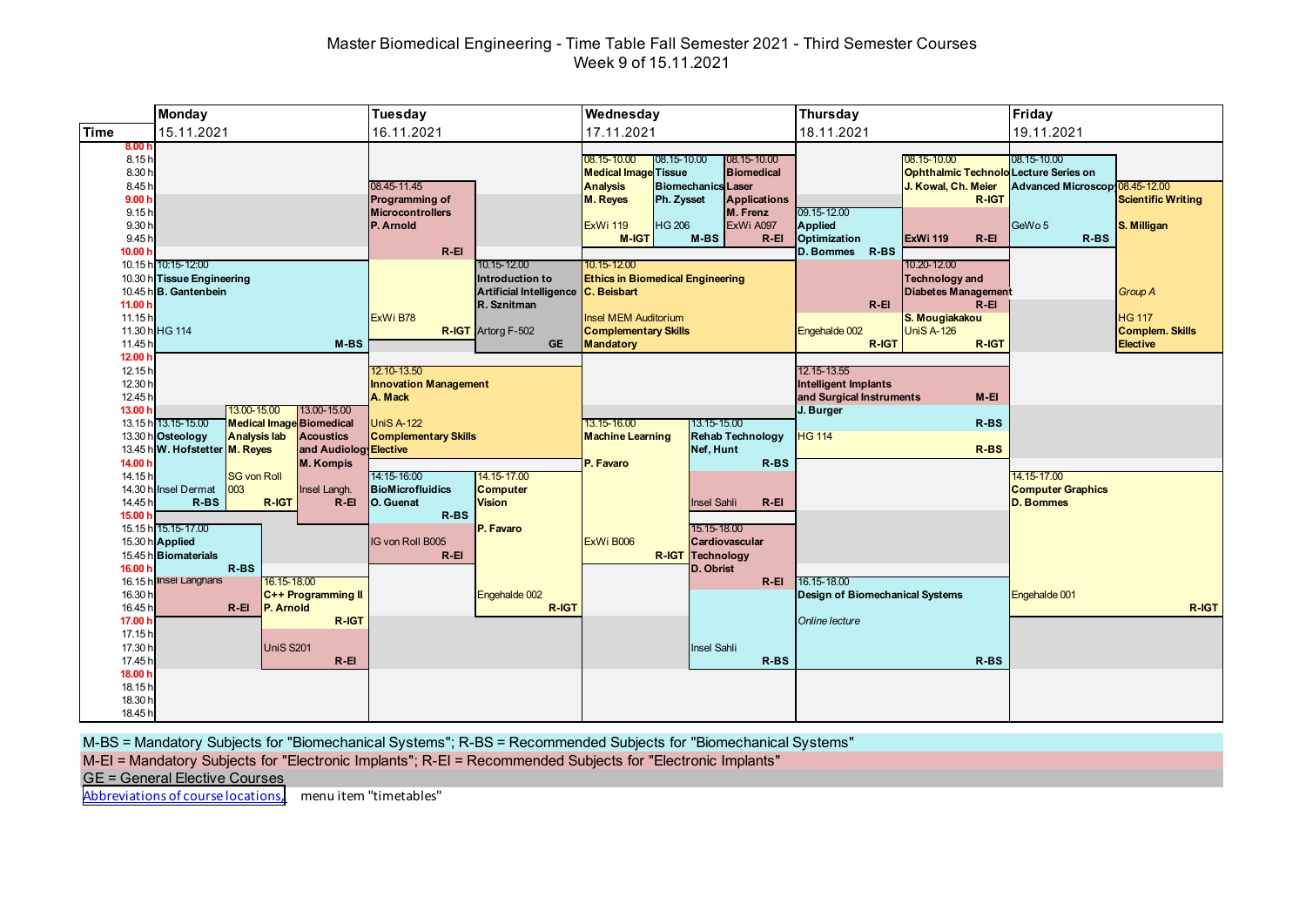# Master Biomedical Engineering - Time Table Fall Semester 2021 - Third Semester Courses

Week 9 of 15.11.2021

| Day | Time | Course | Lecturer | Location | Category |
|---|---|---|---|---|---|
| **Monday 15.11.2021** | 10.15-12.00 | **Tissue Engineering** | **B. Gantenbein** | HG 114 | **M-BS** |
| | 13.15-15.00 | **Osteology** | **W. Hofstetter** | Insel Dermat | **R-BS** |
| | 13.00-15.00 | **Medical Image Analysis lab** | **M. Reyes** | SG von Roll 003 | **R-IGT** |
| | 13.00-15.00 | **Biomedical Acoustics and Audiology** | **M. Kompis** | Insel Langh. | **R-EI** |
| | 15.15-17.00 | **Applied Biomaterials** | | | **R-BS** |
| | | | | Insel Langhans | **R-EI** |
| | 16.15-18.00 | **C++ Programming II** | **P. Arnold** | UniS S201 | **R-IGT** / **R-EI** |
| **Tuesday 16.11.2021** | 08.45-11.45 | **Programming of Microcontrollers** | **P. Arnold** | ExWi B78 | **R-EI** / **R-IGT** |
| | 10.15-12.00 | **Introduction to Artificial Intelligence** | **R. Sznitman** | Artorg F-502 | **GE** |
| | 12.10-13.50 | **Innovation Management** | **A. Mack** | UniS A-122 | **Complementary Skills Elective** |
| | 14:15-16:00 | **BioMicrofluidics** | **O. Guenat** | IG von Roll B005 | **R-BS** / **R-EI** |
| | 14.15-17.00 | **Computer Vision** | **P. Favaro** | Engehalde 002 | **R-IGT** |
| **Wednesday 17.11.2021** | 08.15-10.00 | **Medical Image Analysis** | **M. Reyes** | ExWi 119 | **M-IGT** |
| | 08.15-10.00 | **Tissue Biomechanics** | **Ph. Zysset** | HG 206 | **M-BS** |
| | 08.15-10.00 | **Biomedical Laser Applications** | **M. Frenz** | ExWi A097 | **R-EI** |
| | 10.15-12.00 | **Ethics in Biomedical Engineering** | **C. Beisbart** | Insel MEM Auditorium | **Complementary Skills Mandatory** |
| | 13.15-16.00 | **Machine Learning** | **P. Favaro** | ExWi B006 | **R-IGT** |
| | 13.15-15.00 | **Rehab Technology** | **Nef, Hunt** | Insel Sahli | **R-BS** / **R-EI** |
| | 15.15-18.00 | **Cardiovascular Technology** | **D. Obrist** | Insel Sahli | **R-EI** / **R-BS** |
| **Thursday 18.11.2021** | 08.15-10.00 | **Ophthalmic Technology** | **J. Kowal, Ch. Meier** | **ExWi 119** | **R-IGT** / **R-EI** |
| | 09.15-12.00 | **Applied Optimization** | **D. Bommes** | Engehalde 002 | **R-BS** / **R-EI** / **R-IGT** |
| | 10.20-12.00 | **Technology and Diabetes Management** | **S. Mougiakakou** | UniS A-126 | **R-EI** / **R-IGT** |
| | 12.15-13.55 | **Intelligent Implants and Surgical Instruments** | **J. Burger** | HG 114 | **M-EI** / **R-BS** / **R-BS** |
| | 16.15-18.00 | **Design of Biomechanical Systems** | | *Online lecture* | **R-BS** |
| **Friday 19.11.2021** | 08.15-10.00 | **Lecture Series on Advanced Microscopy** | | GeWo 5 | **R-BS** |
| | 08.45-12.00 | **Scientific Writing** | **S. Milligan** | HG 117 (*Group A*) | **Compl. Skills Elective** |
| | 14.15-17.00 | **Computer Graphics** | **D. Bommes** | Engehalde 001 | **R-IGT** |

M-BS = Mandatory Subjects for "Biomechanical Systems"; R-BS = Recommended Subjects for "Biomechanical Systems"

M-EI = Mandatory Subjects for "Electronic Implants"; R-EI = Recommended Subjects for "Electronic Implants"

GE = General Elective Courses

Abbreviations of course locations, menu item "timetables"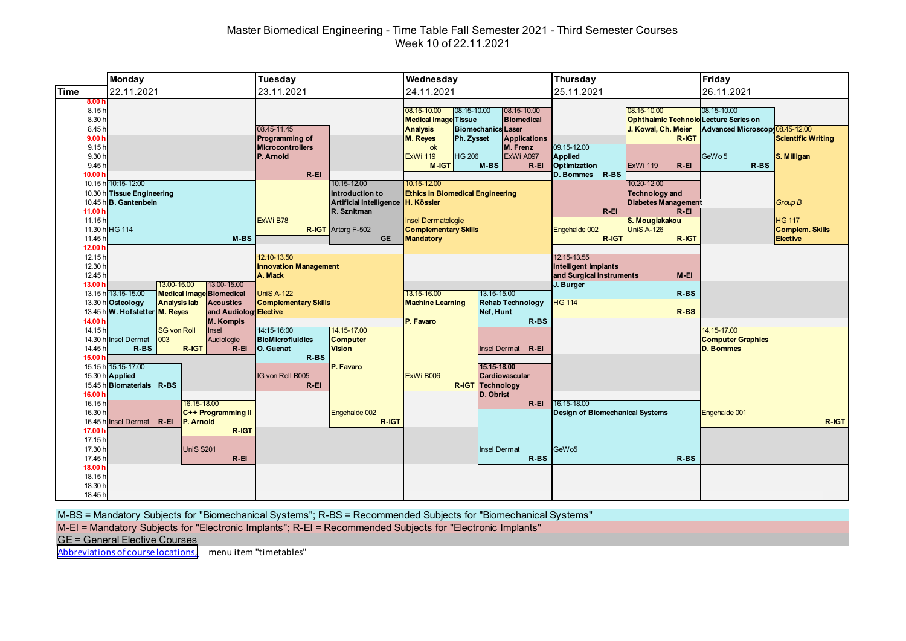# Master Biomedical Engineering - Time Table Fall Semester 2021 - Third Semester Courses

## Week 10 of 22.11.2021

### Monday 22.11.2021

| Time | Course | Lecturer | Location | Category |
|---|---|---|---|---|
| 10.15-12.00 | Tissue Engineering | B. Gantenbein | HG 114 | M-BS |
| 13.15-15.00 | Osteology | W. Hofstetter | Insel Dermat | R-BS |
| 13.00-15.00 | Medical Image Analysis lab | M. Reyes | SG von Roll 003 | R-IGT |
| 13.00-15.00 | Biomedical Acoustics and Audiology | M. Kompis | Insel Audiologie | R-EI |
| 15.15-17.00 | Applied Biomaterials | | | R-BS |
| 15.15-17.00 | | | Insel Dermat | R-EI |
| 16.15-18.00 | C++ Programming II | P. Arnold | | R-IGT |
| 16.15-18.00 | | | UniS S201 | R-EI |

### Tuesday 23.11.2021

| Time | Course | Lecturer | Location | Category |
|---|---|---|---|---|
| 08.45-11.45 | Programming of Microcontrollers | P. Arnold | | R-EI |
| 08.45-11.45 | | | ExWi B78 | R-IGT |
| 10.15-12.00 | Introduction to Artificial Intelligence | R. Sznitman | Artorg F-502 | GE |
| 12.10-13.50 | Innovation Management | A. Mack | UniS A-122 | Complementary Skills Elective |
| 14:15-16:00 | BioMicrofluidics | O. Guenat | | R-BS |
| 14:15-16:00 | | | IG von Roll B005 | R-EI |
| 14.15-17.00 | Computer Vision | P. Favaro | Engehalde 002 | R-IGT |

### Wednesday 24.11.2021

| Time | Course | Lecturer | Location | Category |
|---|---|---|---|---|
| 08.15-10.00 | Medical Image Analysis | M. Reyes (ok) | ExWi 119 | M-IGT |
| 08.15-10.00 | Tissue Biomechanics | Ph. Zysset | HG 206 | M-BS |
| 08.15-10.00 | Biomedical Laser Applications | M. Frenz | ExWi A097 | R-EI |
| 10.15-12.00 | Ethics in Biomedical Engineering | H. Kössler | Insel Dermatologie | Complementary Skills Mandatory |
| 13.15-16.00 | Machine Learning | P. Favaro | ExWi B006 | R-IGT |
| 13.15-15.00 | Rehab Technology | Nef, Hunt | | R-BS |
| 13.15-15.00 | | | Insel Dermat | R-EI |
| 15.15-18.00 | Cardiovascular Technology | D. Obrist | | R-EI |
| 15.15-18.00 | | | Insel Dermat | R-BS |

### Thursday 25.11.2021

| Time | Course | Lecturer | Location | Category |
|---|---|---|---|---|
| 09.15-12.00 | Applied Optimization | D. Bommes | | R-BS |
| 09.15-12.00 | | | | R-EI |
| 09.15-12.00 | | | Engehalde 002 | R-IGT |
| 08.15-10.00 | Ophthalmic Technology | J. Kowal, Ch. Meier | | R-IGT |
| 08.15-10.00 | | | ExWi 119 | R-EI |
| 10.20-12.00 | Technology and Diabetes Management | S. Mougiakakou | | R-EI |
| 10.20-12.00 | | | UniS A-126 | R-IGT |
| 12.15-13.55 | Intelligent Implants and Surgical Instruments | J. Burger | | M-EI |
| 12.15-13.55 | | | | R-BS |
| 12.15-13.55 | | | HG 114 | R-BS |
| 16.15-18.00 | Design of Biomechanical Systems | | GeWo5 | R-BS |

### Friday 26.11.2021

| Time | Course | Lecturer | Location | Category |
|---|---|---|---|---|
| 08.15-10.00 | Lecture Series on Advanced Microscopy | | GeWo 5 | R-BS |
| 08.45-12.00 | Scientific Writing | S. Milligan | HG 117 (*Group B*) | Complem. Skills Elective |
| 14.15-17.00 | Computer Graphics | D. Bommes | Engehalde 001 | R-IGT |

M-BS = Mandatory Subjects for "Biomechanical Systems"; R-BS = Recommended Subjects for "Biomechanical Systems"

M-EI = Mandatory Subjects for "Electronic Implants"; R-EI = Recommended Subjects for "Electronic Implants"

GE = General Elective Courses

Abbreviations of course locations, menu item "timetables"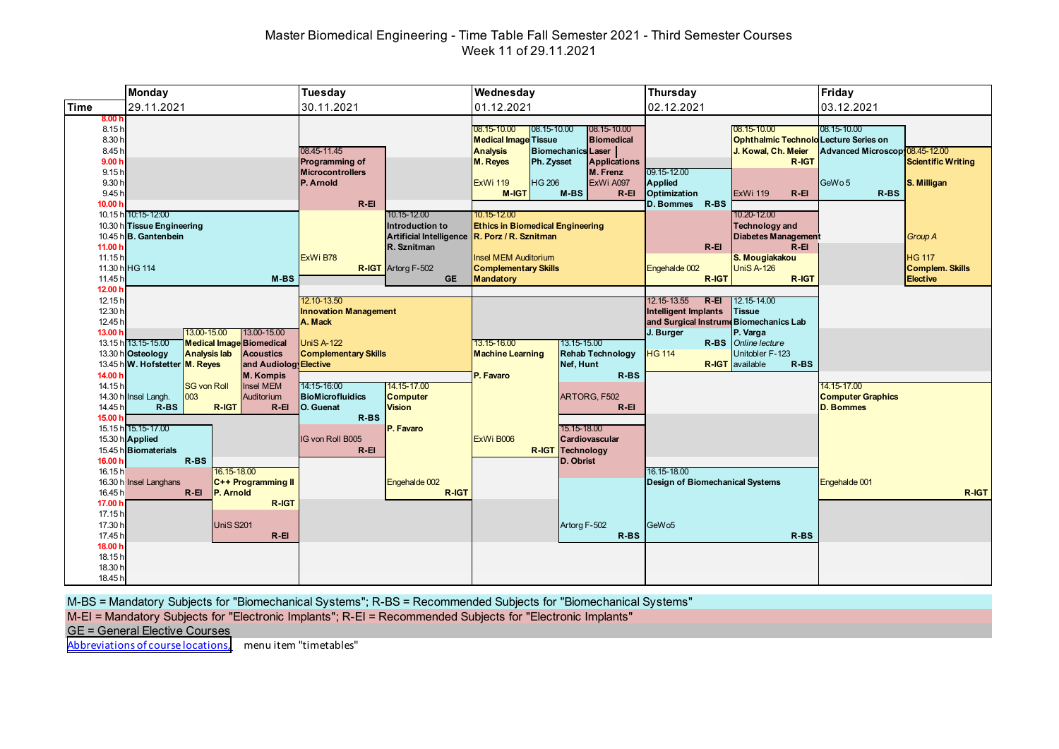# Master Biomedical Engineering - Time Table Fall Semester 2021 - Third Semester Courses

## Week 11 of 29.11.2021

### Monday 29.11.2021

| Time | Course | Lecturer | Location | Category |
|---|---|---|---|---|
| 10.15-12.00 | Tissue Engineering | B. Gantenbein | HG 114 | M-BS |
| 13.15-15.00 | Osteology | W. Hofstetter | Insel Langh. | R-BS |
| 13.00-15.00 | Medical Image Analysis lab | M. Reyes | SG von Roll 003 | R-IGT |
| 13.00-15.00 | Biomedical Acoustics and Audiology | M. Kompis | Insel MEM Auditorium | R-EI |
| 15.15-17.00 | Applied Biomaterials | | Insel Langhans | R-BS / R-EI |
| 16.15-18.00 | C++ Programming II | P. Arnold | UniS S201 | R-IGT / R-EI |

### Tuesday 30.11.2021

| Time | Course | Lecturer | Location | Category |
|---|---|---|---|---|
| 08.45-11.45 | Programming of Microcontrollers | P. Arnold | ExWi B78 | R-EI / R-IGT |
| 10.15-12.00 | Introduction to Artificial Intelligence | R. Sznitman | Artorg F-502 | GE |
| 12.10-13.50 | Innovation Management | A. Mack | UniS A-122 | Complementary Skills Elective |
| 14:15-16:00 | BioMicrofluidics | O. Guenat | IG von Roll B005 | R-BS / R-EI |
| 14.15-17.00 | Computer Vision | P. Favaro | Engehalde 002 | R-IGT |

### Wednesday 01.12.2021

| Time | Course | Lecturer | Location | Category |
|---|---|---|---|---|
| 08.15-10.00 | Medical Image Analysis | M. Reyes | ExWi 119 | M-IGT |
| 08.15-10.00 | Tissue Biomechanics | Ph. Zysset | HG 206 | M-BS |
| 08.15-10.00 | Biomedical Laser Applications | M. Frenz | ExWi A097 | R-EI |
| 10.15-12.00 | Ethics in Biomedical Engineering | R. Porz / R. Sznitman | Insel MEM Auditorium | Complementary Skills Mandatory |
| 13.15-16.00 | Machine Learning | P. Favaro | ExWi B006 | R-IGT |
| 13.15-15.00 | Rehab Technology | Nef, Hunt | ARTORG, F502 | R-BS / R-EI |
| 15.15-18.00 | Cardiovascular Technology | D. Obrist | Artorg F-502 | R-BS |

### Thursday 02.12.2021

| Time | Course | Lecturer | Location | Category |
|---|---|---|---|---|
| 08.15-10.00 | Ophthalmic Technology | J. Kowal, Ch. Meier | ExWi 119 | R-IGT / R-EI |
| 09.15-12.00 | Applied Optimization | D. Bommes | Engehalde 002 | R-BS / R-EI / R-IGT |
| 10.20-12.00 | Technology and Diabetes Management | S. Mougiakakou | UniS A-126 | R-EI / R-IGT |
| 12.15-13.55 | Intelligent Implants and Surgical Instruments | J. Burger | HG 114 | R-EI / R-BS / R-IGT |
| 12.15-14.00 | Tissue Biomechanics Lab | P. Varga | Unitobler F-123; *Online lecture available* | R-BS |
| 16.15-18.00 | Design of Biomechanical Systems | | GeWo5 | R-BS |

### Friday 03.12.2021

| Time | Course | Lecturer | Location | Category |
|---|---|---|---|---|
| 08.15-10.00 | Lecture Series on Advanced Microscopy | | GeWo 5 | R-BS |
| 08.45-12.00 | Scientific Writing | S. Milligan | HG 117; *Group A* | Complem. Skills Elective |
| 14.15-17.00 | Computer Graphics | D. Bommes | Engehalde 001 | R-IGT |

M-BS = Mandatory Subjects for "Biomechanical Systems"; R-BS = Recommended Subjects for "Biomechanical Systems"

M-EI = Mandatory Subjects for "Electronic Implants"; R-EI = Recommended Subjects for "Electronic Implants"

GE = General Elective Courses

Abbreviations of course locations, menu item "timetables"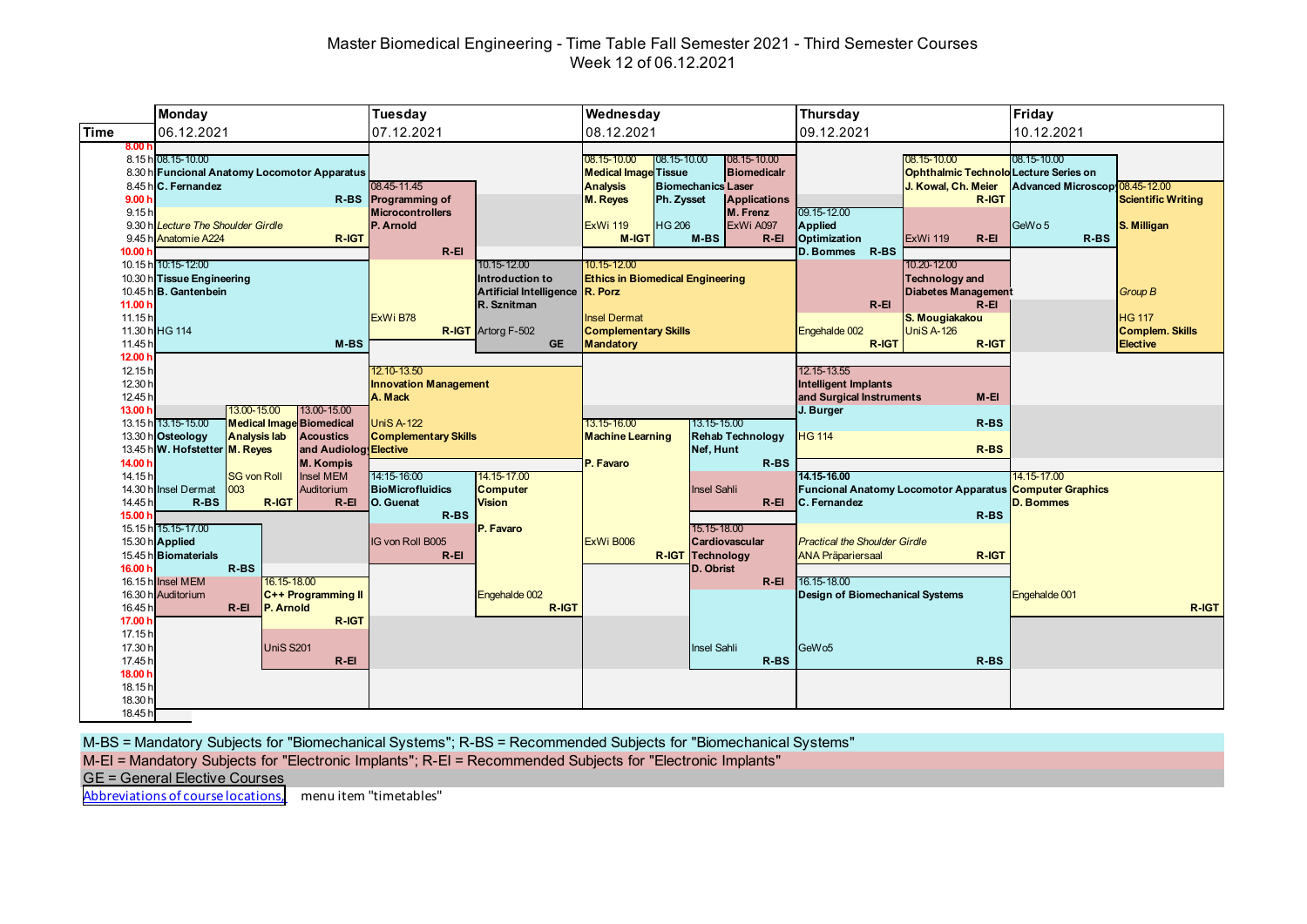# Master Biomedical Engineering - Time Table Fall Semester 2021 - Third Semester Courses

## Week 12 of 06.12.2021

### Monday 06.12.2021

- **08.15-10.00** — **Funcional Anatomy Locomotor Apparatus**, C. Fernandez — R-BS; *Lecture The Shoulder Girdle*, Anatomie A224 — R-IGT
- **10.15-12.00** — **Tissue Engineering**, B. Gantenbein — HG 114 — M-BS
- **13.00-15.00** — **Medical Image Analysis lab**, M. Reyes — SG von Roll 003 — R-IGT
- **13.00-15.00** — **Biomedical Acoustics and Audiology**, M. Kompis — Insel MEM Auditorium — R-EI
- **13.15-15.00** — **Osteology**, W. Hofstetter — Insel Dermat — R-BS
- **15.15-17.00** — **Applied Biomaterials** — R-BS — Insel MEM Auditorium — R-EI
- **16.15-18.00** — **C++ Programming II**, P. Arnold — R-IGT — UniS S201 — R-EI

### Tuesday 07.12.2021

- **08.45-11.45** — **Programming of Microcontrollers**, P. Arnold — R-EI — ExWi B78 — R-IGT
- **10.15-12.00** — **Introduction to Artificial Intelligence**, R. Sznitman — Artorg F-502 — GE
- **12.10-13.50** — **Innovation Management**, A. Mack — UniS A-122 — Complementary Skills Elective
- **14:15-16:00** — **BioMicrofluidics**, O. Guenat — R-BS — IG von Roll B005 — R-EI
- **14.15-17.00** — **Computer Vision**, P. Favaro — Engehalde 002 — R-IGT

### Wednesday 08.12.2021

- **08.15-10.00** — **Medical Image Analysis**, M. Reyes — ExWi 119 — M-IGT
- **08.15-10.00** — **Tissue Biomechanics**, Ph. Zysset — HG 206 — M-BS
- **08.15-10.00** — **Biomedicalr Laser Applications**, M. Frenz — ExWi A097 — R-EI
- **10.15-12.00** — **Ethics in Biomedical Engineering**, R. Porz — Insel Dermat — Complementary Skills Mandatory
- **13.15-16.00** — **Machine Learning**, P. Favaro — ExWi B006 — R-IGT
- **13.15-15.00** — **Rehab Technology**, Nef, Hunt — R-BS — Insel Sahli — R-EI
- **15.15-18.00** — **Cardiovascular Technology**, D. Obrist — R-EI — Insel Sahli — R-BS

### Thursday 09.12.2021

- **08.15-10.00** — **Ophthalmic Technology**, J. Kowal, Ch. Meier — R-IGT — ExWi 119 — R-EI
- **09.15-12.00** — **Applied Optimization**, D. Bommes — R-BS — R-EI — Engehalde 002 — R-IGT
- **10.20-12.00** — **Technology and Diabetes Management**, S. Mougiakakou — R-EI — UniS A-126 — R-IGT
- **12.15-13.55** — **Intelligent Implants and Surgical Instruments**, J. Burger — M-EI — R-BS — HG 114 — R-BS
- **14.15-16.00** — **Funcional Anatomy Locomotor Apparatus**, C. Fernandez — R-BS; *Practical the Shoulder Girdle*, ANA Präpariersaal — R-IGT
- **16.15-18.00** — **Design of Biomechanical Systems** — GeWo5 — R-BS

### Friday 10.12.2021

- **08.15-10.00** — **Lecture Series on Advanced Microscopy** — GeWo 5 — R-BS
- **08.45-12.00** — **Scientific Writing**, S. Milligan — *Group B* — HG 117 — Complem. Skills Elective
- **14.15-17.00** — **Computer Graphics**, D. Bommes — Engehalde 001 — R-IGT

---

M-BS = Mandatory Subjects for "Biomechanical Systems"; R-BS = Recommended Subjects for "Biomechanical Systems"

M-EI = Mandatory Subjects for "Electronic Implants"; R-EI = Recommended Subjects for "Electronic Implants"

GE = General Elective Courses

Abbreviations of course locations, menu item "timetables"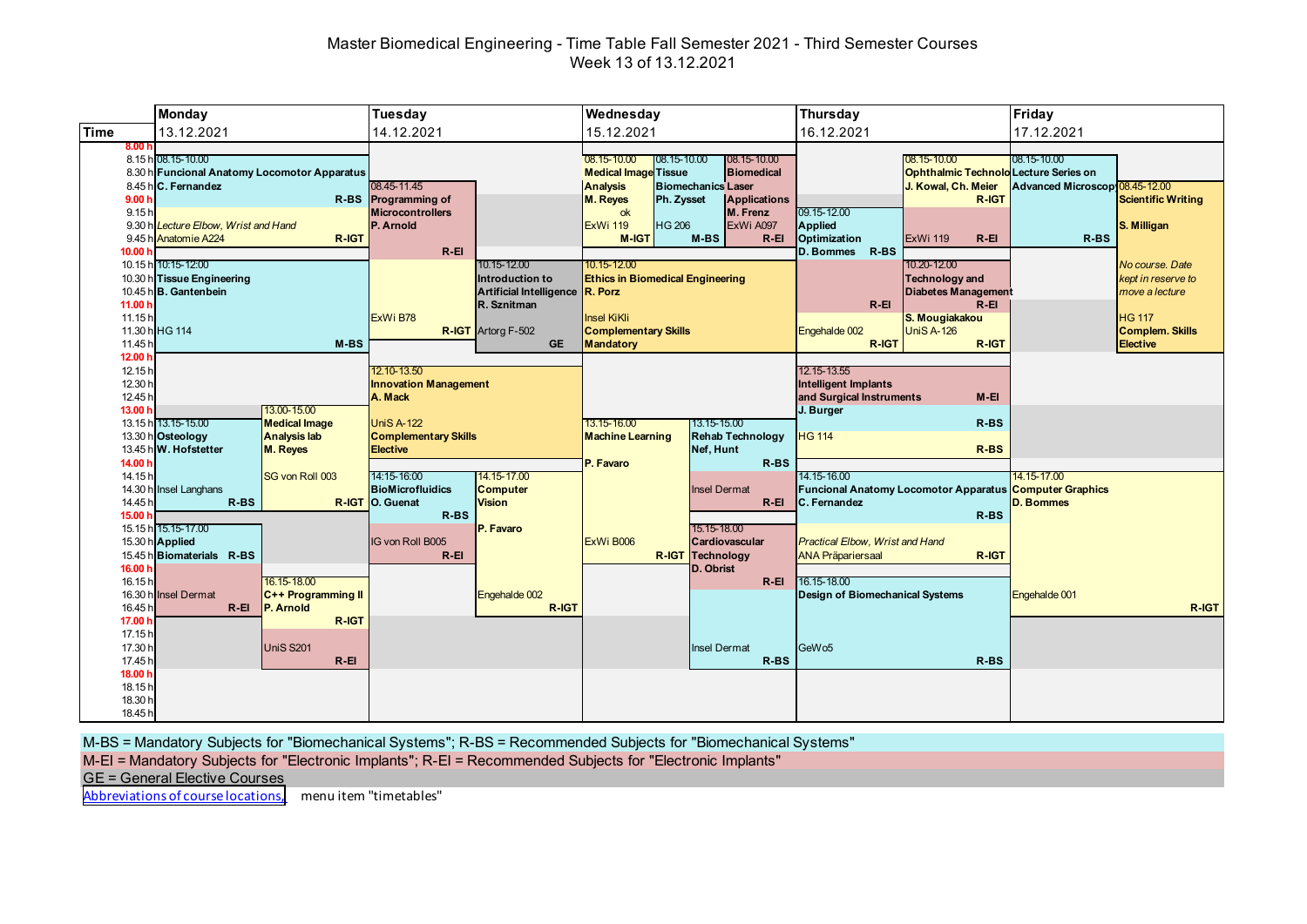# Master Biomedical Engineering - Time Table Fall Semester 2021 - Third Semester Courses

## Week 13 of 13.12.2021

| Day | Time | Course | Lecturer | Location | Category |
|---|---|---|---|---|---|
| **Monday 13.12.2021** | 08.15-10.00 | **Funcional Anatomy Locomotor Apparatus** – *Lecture Elbow, Wrist and Hand* | C. Fernandez | Anatomie A224 | R-BS / R-IGT |
| | 10.15-12.00 | **Tissue Engineering** | B. Gantenbein | HG 114 | M-BS |
| | 13.15-15.00 | **Osteology** | W. Hofstetter | Insel Langhans | R-BS |
| | 13.00-15.00 | **Medical Image Analysis lab** | M. Reyes | SG von Roll 003 | R-IGT |
| | 15.15-17.00 | **Applied Biomaterials** | | Insel Dermat | R-BS / R-EI |
| | 16.15-18.00 | **C++ Programming II** | P. Arnold | UniS S201 | R-IGT / R-EI |
| **Tuesday 14.12.2021** | 08.45-11.45 | **Programming of Microcontrollers** | P. Arnold | ExWi B78 | R-EI / R-IGT |
| | 10.15-12.00 | **Introduction to Artificial Intelligence** | R. Sznitman | Artorg F-502 | GE |
| | 12.10-13.50 | **Innovation Management** – Complementary Skills Elective | A. Mack | UniS A-122 | |
| | 14:15-16:00 | **BioMicrofluidics** | O. Guenat | IG von Roll B005 | R-BS / R-EI |
| | 14.15-17.00 | **Computer Vision** | P. Favaro | Engehalde 002 | R-IGT |
| **Wednesday 15.12.2021** | 08.15-10.00 | **Medical Image Analysis** | M. Reyes | ExWi 119 (ok) | M-IGT |
| | 08.15-10.00 | **Tissue Biomechanics** | Ph. Zysset | HG 206 | M-BS |
| | 08.15-10.00 | **Biomedical Laser Applications** | M. Frenz | ExWi A097 | R-EI |
| | 10.15-12.00 | **Ethics in Biomedical Engineering** – Complementary Skills Mandatory | R. Porz | Insel KiKli | |
| | 13.15-16.00 | **Machine Learning** | P. Favaro | ExWi B006 | R-IGT |
| | 13.15-15.00 | **Rehab Technology** | Nef, Hunt | Insel Dermat | R-BS / R-EI |
| | 15.15-18.00 | **Cardiovascular Technology** | D. Obrist | Insel Dermat | R-EI / R-BS |
| **Thursday 16.12.2021** | 09.15-12.00 | **Applied Optimization** | D. Bommes | Engehalde 002 | R-BS / R-EI / R-IGT |
| | 08.15-10.00 | **Ophthalmic Technology** | J. Kowal, Ch. Meier | ExWi 119 | R-IGT / R-EI |
| | 10.20-12.00 | **Technology and Diabetes Management** | S. Mougiakakou | UniS A-126 | R-EI / R-IGT |
| | 12.15-13.55 | **Intelligent Implants and Surgical Instruments** | J. Burger | HG 114 | M-EI / R-BS / R-BS |
| | 14.15-16.00 | **Funcional Anatomy Locomotor Apparatus** – *Practical Elbow, Wrist and Hand* | C. Fernandez | ANA Präpariersaal | R-BS / R-IGT |
| | 16.15-18.00 | **Design of Biomechanical Systems** | | GeWo5 | R-BS |
| **Friday 17.12.2021** | 08.15-10.00 | **Lecture Series on Advanced Microscopy** | | | R-BS |
| | 08.45-12.00 | **Scientific Writing** – Complem. Skills Elective; *No course. Date kept in reserve to move a lecture* | S. Milligan | HG 117 | |
| | 14.15-17.00 | **Computer Graphics** | D. Bommes | Engehalde 001 | R-IGT |

M-BS = Mandatory Subjects for "Biomechanical Systems"; R-BS = Recommended Subjects for "Biomechanical Systems"

M-EI = Mandatory Subjects for "Electronic Implants"; R-EI = Recommended Subjects for "Electronic Implants"

GE = General Elective Courses

Abbreviations of course locations, menu item "timetables"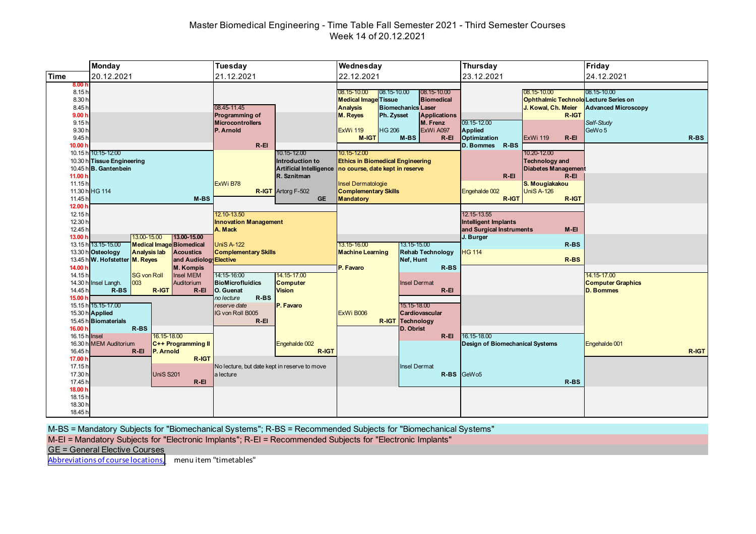Master Biomedical Engineering - Time Table Fall Semester 2021 - Third Semester Courses
Week 14 of 20.12.2021

| Time | Monday 20.12.2021 | Tuesday 21.12.2021 | Wednesday 22.12.2021 | Thursday 23.12.2021 | Friday 24.12.2021 |
|---|---|---|---|---|---|
| 8.00 h – 10.00 h | | 08.45-11.45 **Programming of Microcontrollers** **P. Arnold** ExWi B78 R-EI | 08.15-10.00 **Medical Image Analysis** **M. Reyes** ExWi 119 M-IGT; 08.15-10.00 **Tissue Biomechanics** **Ph. Zysset** HG 206 M-BS; 08.15-10.00 **Biomedical Laser Applications** **M. Frenz** ExWi A097 R-EI | 08.15-10.00 **Ophthalmic Technology** **J. Kowal, Ch. Meier** ExWi 119 R-IGT / R-EI; 09.15-12.00 **Applied Optimization** **D. Bommes** R-BS | 08.15-10.00 **Lecture Series on Advanced Microscopy** *Self-Study* GeWo 5 R-BS |
| 10.00 h – 12.00 h | 10.15-12.00 **Tissue Engineering** **B. Gantenbein** HG 114 M-BS | (Programming of Microcontrollers, ExWi B78, R-IGT); 10.15-12.00 **Introduction to Artificial Intelligence** **R. Sznitman** Artorg F-502 GE | 10.15-12.00 **Ethics in Biomedical Engineering** no course, date kept in reserve; Insel Dermatologie **Complementary Skills Mandatory** | Engehalde 002 R-EI / R-IGT; 10.20-12.00 **Technology and Diabetes Management** **S. Mougiakakou** UniS A-126 R-EI / R-IGT | |
| 12.00 h – 13.00 h | | 12.10-13.50 **Innovation Management** **A. Mack** UniS A-122 **Complementary Skills Elective** | | 12.15-13.55 **Intelligent Implants and Surgical Instruments** **J. Burger** HG 114 M-EI / R-BS / R-BS | |
| 13.00 h – 15.00 h | 13.15-15.00 **Osteology** **W. Hofstetter** Insel Langh. R-BS; 13.00-15.00 **Medical Image Analysis lab** **M. Reyes** SG von Roll 003 R-IGT; **13.00-15.00** **Biomedical Acoustics and Audiology** **M. Kompis** Insel MEM Auditorium R-EI | 14:15-16:00 **BioMicrofluidics** **O. Guenat** *no lecture* R-BS *reserve date* IG von Roll B005 R-EI; 14.15-17.00 **Computer Vision** **P. Favaro** Engehalde 002 R-IGT | 13.15-16.00 **Machine Learning** **P. Favaro** ExWi B006 R-IGT; 13.15-15.00 **Rehab Technology** **Nef, Hunt** R-BS Insel Dermat R-EI | | 14.15-17.00 **Computer Graphics** **D. Bommes** Engehalde 001 R-IGT |
| 15.00 h – 17.00 h | 15.15-17.00 **Applied Biomaterials** R-BS Insel MEM Auditorium R-EI; 16.15-18.00 **C++ Programming II** **P. Arnold** R-IGT UniS S201 R-EI | | 15.15-18.00 **Cardiovascular Technology** **D. Obrist** R-EI Insel Dermat R-BS | 16.15-18.00 **Design of Biomechanical Systems** GeWo5 R-BS | |
| 17.00 h – 18.00 h | | No lecture, but date kept in reserve to move a lecture | | | |

M-BS = Mandatory Subjects for "Biomechanical Systems"; R-BS = Recommended Subjects for "Biomechanical Systems"
M-EI = Mandatory Subjects for "Electronic Implants"; R-EI = Recommended Subjects for "Electronic Implants"
GE = General Elective Courses
Abbreviations of course locations, menu item "timetables"